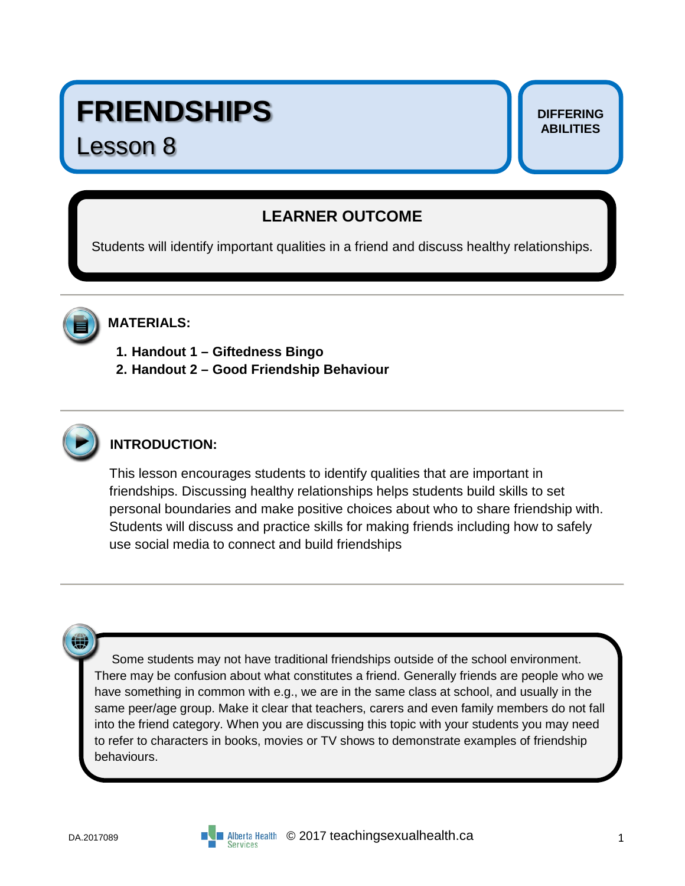# FRIENDSHIPS

## Lesson 8

**DIFFERING ABILITIES**

### LEARNER OUTCOME

Students will identify important qualities in a friend and discuss healthy relationships.

### MATERIALS:

1. **Handout 1 – Giftedness Bingo**
2. **Handout 2 – Good Friendship Behaviour**

### INTRODUCTION:

This lesson encourages students to identify qualities that are important in friendships. Discussing healthy relationships helps students build skills to set personal boundaries and make positive choices about who to share friendship with. Students will discuss and practice skills for making friends including how to safely use social media to connect and build friendships

Some students may not have traditional friendships outside of the school environment. There may be confusion about what constitutes a friend. Generally friends are people who we have something in common with e.g., we are in the same class at school, and usually in the same peer/age group. Make it clear that teachers, carers and even family members do not fall into the friend category. When you are discussing this topic with your students you may need to refer to characters in books, movies or TV shows to demonstrate examples of friendship behaviours.

DA.2017089 © 2017 teachingsexualhealth.ca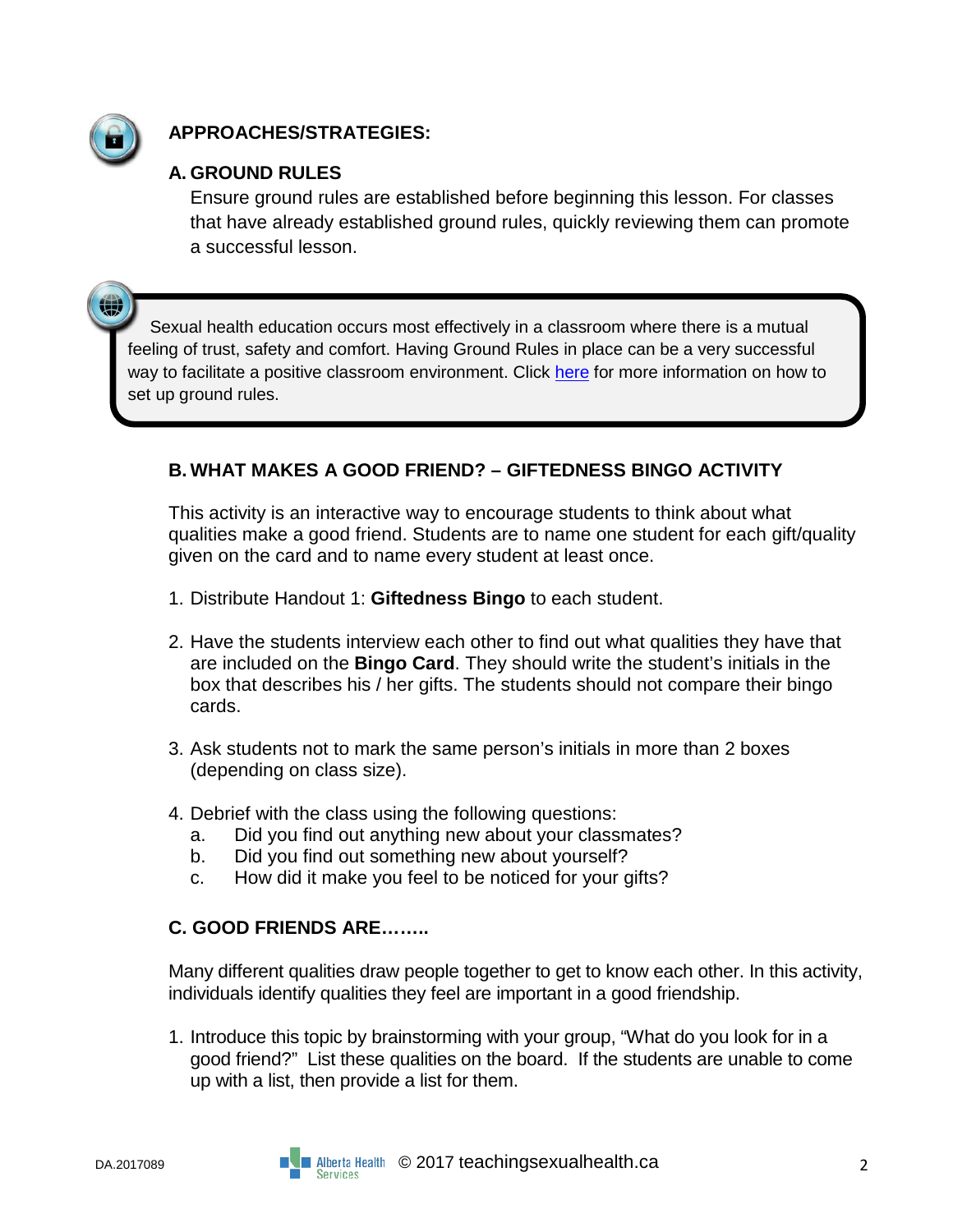## APPROACHES/STRATEGIES:

### A. GROUND RULES

Ensure ground rules are established before beginning this lesson. For classes that have already established ground rules, quickly reviewing them can promote a successful lesson.

> Sexual health education occurs most effectively in a classroom where there is a mutual feeling of trust, safety and comfort. Having Ground Rules in place can be a very successful way to facilitate a positive classroom environment. Click here for more information on how to set up ground rules.

### B. WHAT MAKES A GOOD FRIEND? – GIFTEDNESS BINGO ACTIVITY

This activity is an interactive way to encourage students to think about what qualities make a good friend. Students are to name one student for each gift/quality given on the card and to name every student at least once.

1. Distribute Handout 1: **Giftedness Bingo** to each student.

2. Have the students interview each other to find out what qualities they have that are included on the **Bingo Card**. They should write the student's initials in the box that describes his / her gifts. The students should not compare their bingo cards.

3. Ask students not to mark the same person's initials in more than 2 boxes (depending on class size).

4. Debrief with the class using the following questions:
   a. Did you find out anything new about your classmates?
   b. Did you find out something new about yourself?
   c. How did it make you feel to be noticed for your gifts?

### C. GOOD FRIENDS ARE……..

Many different qualities draw people together to get to know each other. In this activity, individuals identify qualities they feel are important in a good friendship.

1. Introduce this topic by brainstorming with your group, "What do you look for in a good friend?" List these qualities on the board. If the students are unable to come up with a list, then provide a list for them.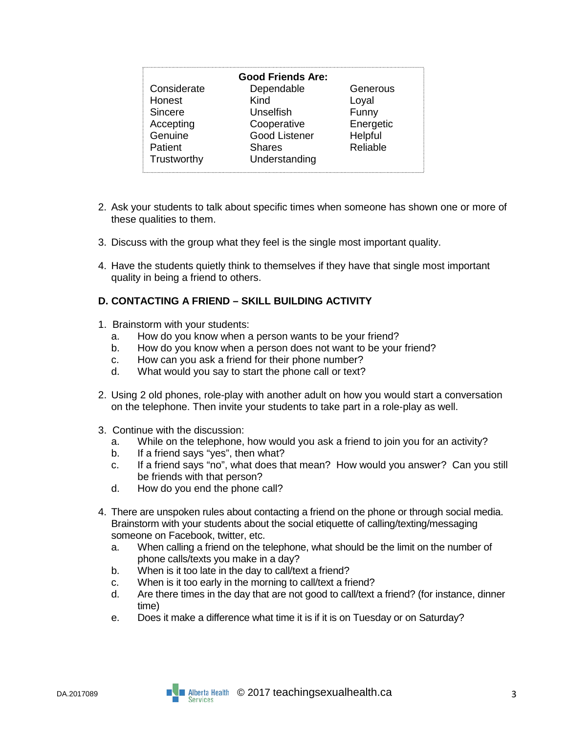| Good Friends Are: | | |
|---|---|---|
| Considerate | Dependable | Generous |
| Honest | Kind | Loyal |
| Sincere | Unselfish | Funny |
| Accepting | Cooperative | Energetic |
| Genuine | Good Listener | Helpful |
| Patient | Shares | Reliable |
| Trustworthy | Understanding | |

2. Ask your students to talk about specific times when someone has shown one or more of these qualities to them.

3. Discuss with the group what they feel is the single most important quality.

4. Have the students quietly think to themselves if they have that single most important quality in being a friend to others.

**D. CONTACTING A FRIEND – SKILL BUILDING ACTIVITY**

1. Brainstorm with your students:
   a. How do you know when a person wants to be your friend?
   b. How do you know when a person does not want to be your friend?
   c. How can you ask a friend for their phone number?
   d. What would you say to start the phone call or text?

2. Using 2 old phones, role-play with another adult on how you would start a conversation on the telephone. Then invite your students to take part in a role-play as well.

3. Continue with the discussion:
   a. While on the telephone, how would you ask a friend to join you for an activity?
   b. If a friend says "yes", then what?
   c. If a friend says "no", what does that mean? How would you answer? Can you still be friends with that person?
   d. How do you end the phone call?

4. There are unspoken rules about contacting a friend on the phone or through social media. Brainstorm with your students about the social etiquette of calling/texting/messaging someone on Facebook, twitter, etc.
   a. When calling a friend on the telephone, what should be the limit on the number of phone calls/texts you make in a day?
   b. When is it too late in the day to call/text a friend?
   c. When is it too early in the morning to call/text a friend?
   d. Are there times in the day that are not good to call/text a friend? (for instance, dinner time)
   e. Does it make a difference what time it is if it is on Tuesday or on Saturday?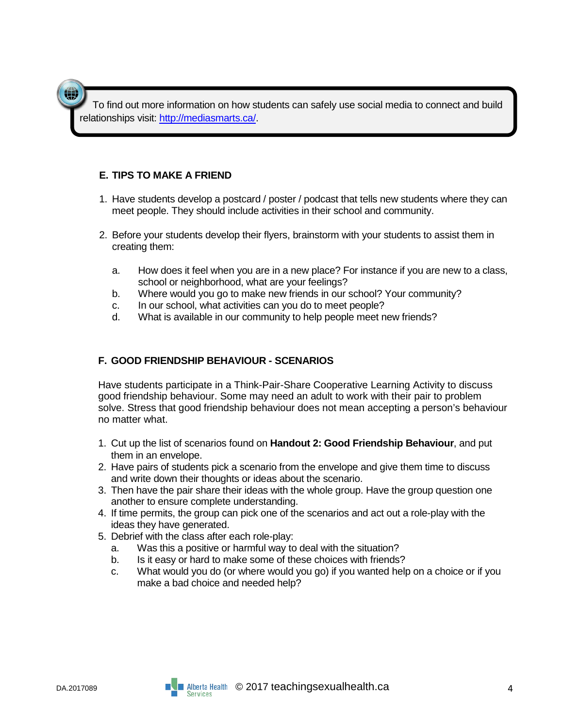To find out more information on how students can safely use social media to connect and build relationships visit: http://mediasmarts.ca/.

## E. TIPS TO MAKE A FRIEND

1. Have students develop a postcard / poster / podcast that tells new students where they can meet people. They should include activities in their school and community.

2. Before your students develop their flyers, brainstorm with your students to assist them in creating them:

   a. How does it feel when you are in a new place? For instance if you are new to a class, school or neighborhood, what are your feelings?
   b. Where would you go to make new friends in our school? Your community?
   c. In our school, what activities can you do to meet people?
   d. What is available in our community to help people meet new friends?

## F. GOOD FRIENDSHIP BEHAVIOUR - SCENARIOS

Have students participate in a Think-Pair-Share Cooperative Learning Activity to discuss good friendship behaviour. Some may need an adult to work with their pair to problem solve. Stress that good friendship behaviour does not mean accepting a person's behaviour no matter what.

1. Cut up the list of scenarios found on **Handout 2: Good Friendship Behaviour**, and put them in an envelope.
2. Have pairs of students pick a scenario from the envelope and give them time to discuss and write down their thoughts or ideas about the scenario.
3. Then have the pair share their ideas with the whole group. Have the group question one another to ensure complete understanding.
4. If time permits, the group can pick one of the scenarios and act out a role-play with the ideas they have generated.
5. Debrief with the class after each role-play:
   a. Was this a positive or harmful way to deal with the situation?
   b. Is it easy or hard to make some of these choices with friends?
   c. What would you do (or where would you go) if you wanted help on a choice or if you make a bad choice and needed help?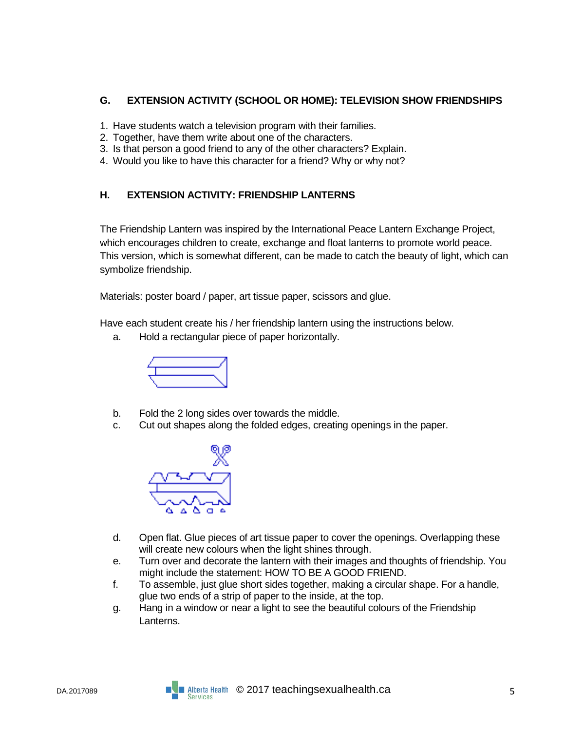### G. EXTENSION ACTIVITY (SCHOOL OR HOME): TELEVISION SHOW FRIENDSHIPS

1. Have students watch a television program with their families.
2. Together, have them write about one of the characters.
3. Is that person a good friend to any of the other characters? Explain.
4. Would you like to have this character for a friend? Why or why not?

### H. EXTENSION ACTIVITY: FRIENDSHIP LANTERNS

The Friendship Lantern was inspired by the International Peace Lantern Exchange Project, which encourages children to create, exchange and float lanterns to promote world peace. This version, which is somewhat different, can be made to catch the beauty of light, which can symbolize friendship.

Materials: poster board / paper, art tissue paper, scissors and glue.

Have each student create his / her friendship lantern using the instructions below.

a. Hold a rectangular piece of paper horizontally.

b. Fold the 2 long sides over towards the middle.

c. Cut out shapes along the folded edges, creating openings in the paper.

d. Open flat. Glue pieces of art tissue paper to cover the openings. Overlapping these will create new colours when the light shines through.

e. Turn over and decorate the lantern with their images and thoughts of friendship. You might include the statement: HOW TO BE A GOOD FRIEND.

f. To assemble, just glue short sides together, making a circular shape. For a handle, glue two ends of a strip of paper to the inside, at the top.

g. Hang in a window or near a light to see the beautiful colours of the Friendship Lanterns.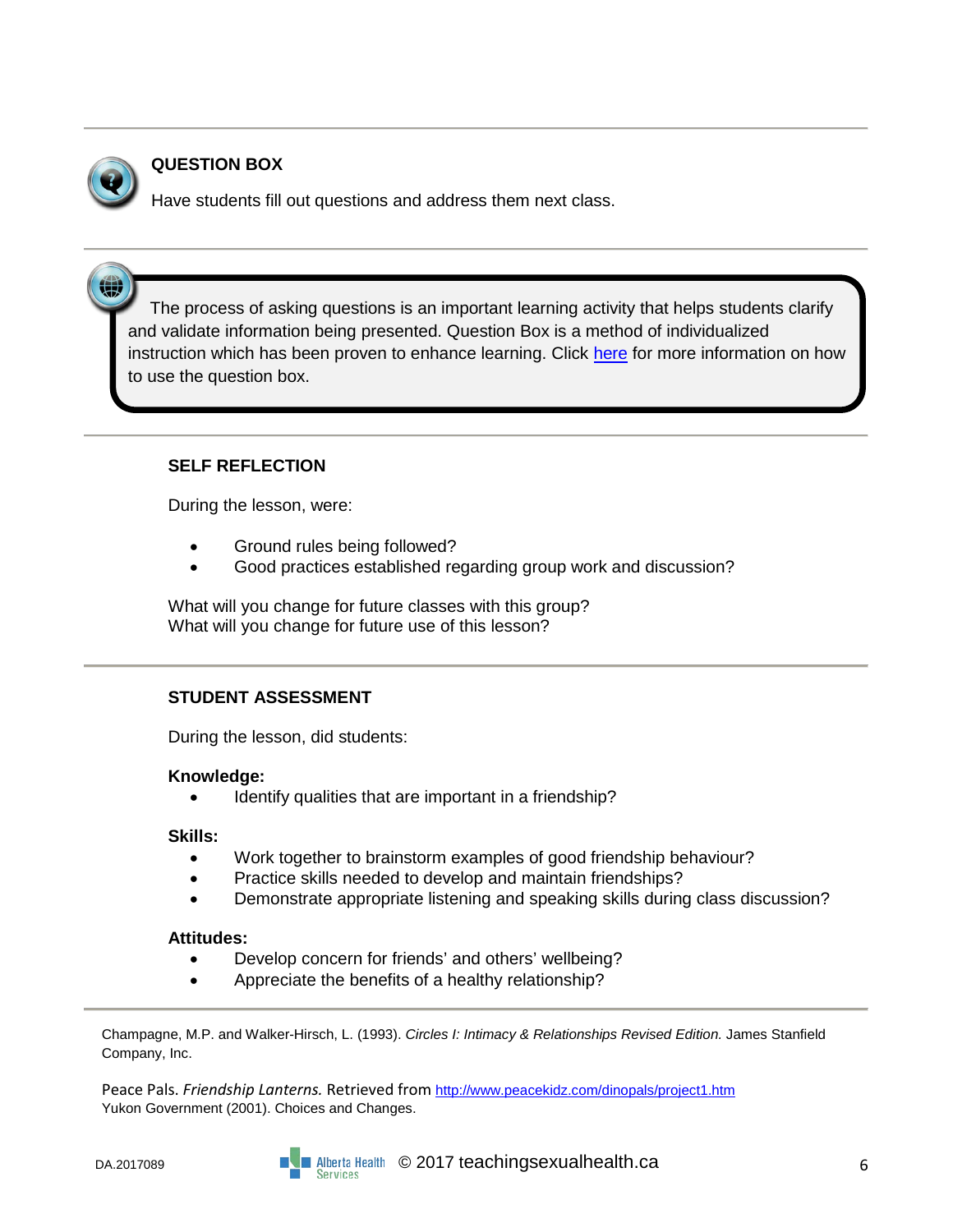## QUESTION BOX

Have students fill out questions and address them next class.

> The process of asking questions is an important learning activity that helps students clarify and validate information being presented. Question Box is a method of individualized instruction which has been proven to enhance learning. Click [here]() for more information on how to use the question box.

## SELF REFLECTION

During the lesson, were:

- Ground rules being followed?
- Good practices established regarding group work and discussion?

What will you change for future classes with this group?
What will you change for future use of this lesson?

## STUDENT ASSESSMENT

During the lesson, did students:

**Knowledge:**

- Identify qualities that are important in a friendship?

**Skills:**

- Work together to brainstorm examples of good friendship behaviour?
- Practice skills needed to develop and maintain friendships?
- Demonstrate appropriate listening and speaking skills during class discussion?

**Attitudes:**

- Develop concern for friends' and others' wellbeing?
- Appreciate the benefits of a healthy relationship?

Champagne, M.P. and Walker-Hirsch, L. (1993). *Circles I: Intimacy & Relationships Revised Edition.* James Stanfield Company, Inc.

Peace Pals. *Friendship Lanterns.* Retrieved from [http://www.peacekidz.com/dinopals/project1.htm](http://www.peacekidz.com/dinopals/project1.htm)
Yukon Government (2001). Choices and Changes.

DA.2017089 © 2017 teachingsexualhealth.ca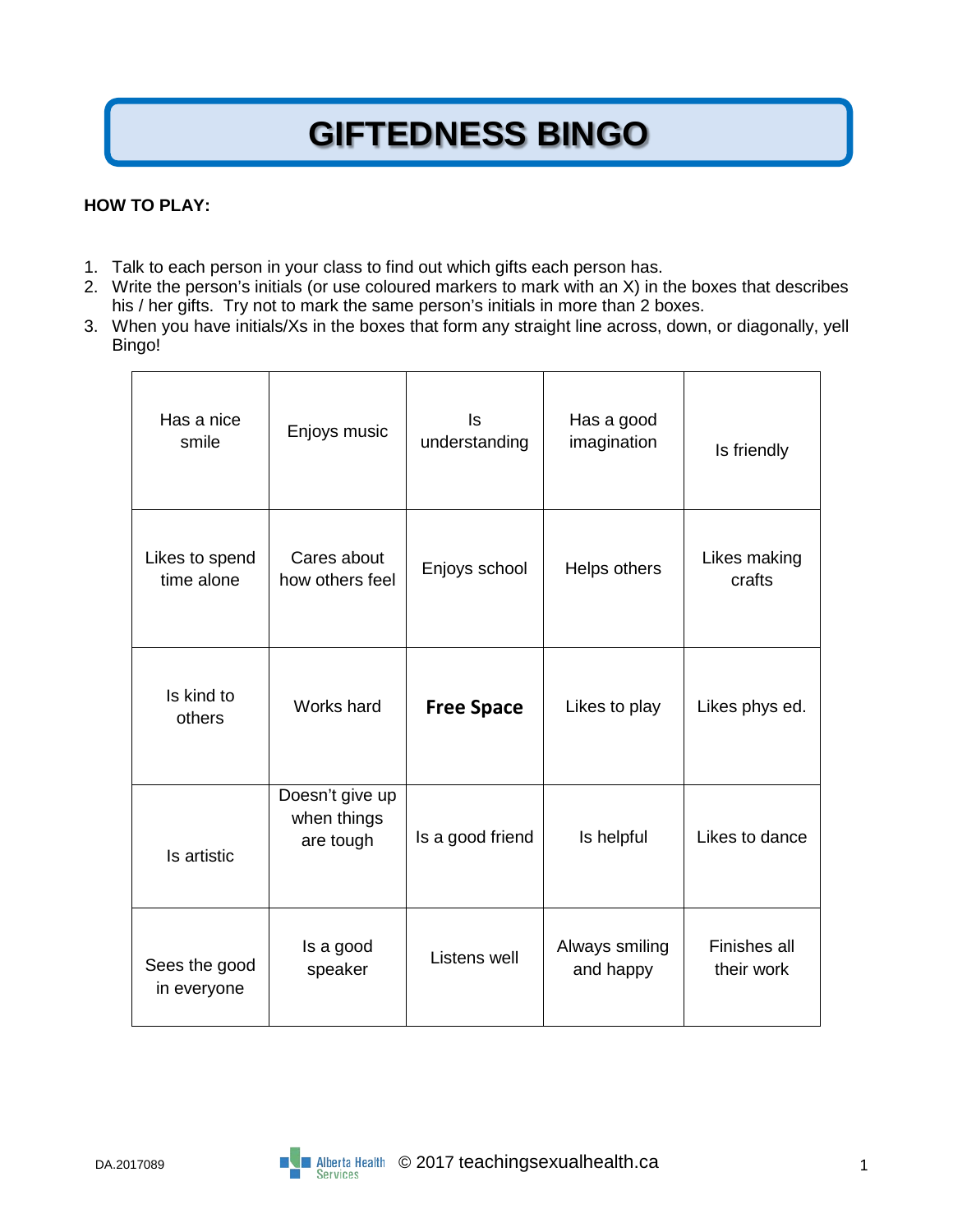# GIFTEDNESS BINGO

**HOW TO PLAY:**

1. Talk to each person in your class to find out which gifts each person has.
2. Write the person's initials (or use coloured markers to mark with an X) in the boxes that describes his / her gifts. Try not to mark the same person's initials in more than 2 boxes.
3. When you have initials/Xs in the boxes that form any straight line across, down, or diagonally, yell Bingo!

| | | | | |
|---|---|---|---|---|
| Has a nice smile | Enjoys music | Is understanding | Has a good imagination | Is friendly |
| Likes to spend time alone | Cares about how others feel | Enjoys school | Helps others | Likes making crafts |
| Is kind to others | Works hard | **Free Space** | Likes to play | Likes phys ed. |
| Is artistic | Doesn't give up when things are tough | Is a good friend | Is helpful | Likes to dance |
| Sees the good in everyone | Is a good speaker | Listens well | Always smiling and happy | Finishes all their work |

DA.2017089 © 2017 teachingsexualhealth.ca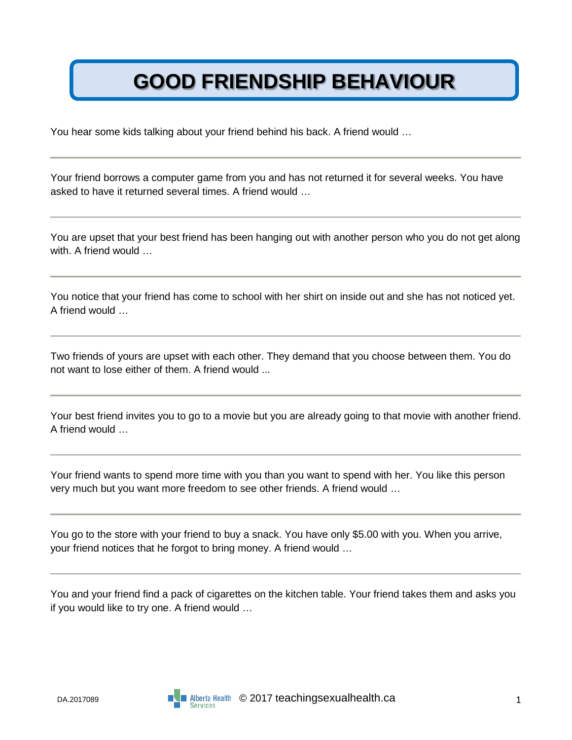# GOOD FRIENDSHIP BEHAVIOUR

You hear some kids talking about your friend behind his back. A friend would …

---

Your friend borrows a computer game from you and has not returned it for several weeks. You have asked to have it returned several times. A friend would …

---

You are upset that your best friend has been hanging out with another person who you do not get along with. A friend would …

---

You notice that your friend has come to school with her shirt on inside out and she has not noticed yet. A friend would …

---

Two friends of yours are upset with each other. They demand that you choose between them. You do not want to lose either of them. A friend would ...

---

Your best friend invites you to go to a movie but you are already going to that movie with another friend. A friend would …

---

Your friend wants to spend more time with you than you want to spend with her. You like this person very much but you want more freedom to see other friends. A friend would …

---

You go to the store with your friend to buy a snack. You have only $5.00 with you. When you arrive, your friend notices that he forgot to bring money. A friend would …

---

You and your friend find a pack of cigarettes on the kitchen table. Your friend takes them and asks you if you would like to try one. A friend would …

DA.2017089 Alberta Health Services © 2017 teachingsexualhealth.ca